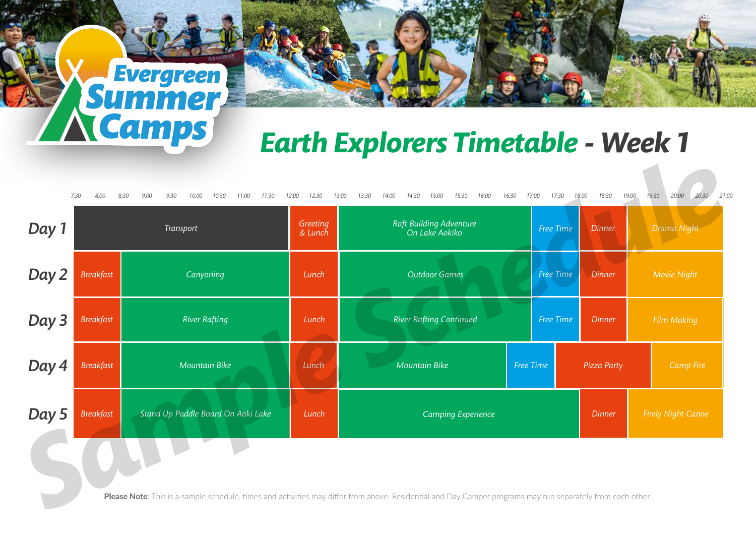Evergreen Summer Camps

# Earth Explorers Timetable - Week 1

| | 7:30–8:30 | 8:30–12:00 | 12:00–13:00 | 13:00–16:30 | 16:30–17:00 | 17:00–18:00 | 18:00–19:00 | 19:00–20:00 | 20:00–21:00 |
|---|---|---|---|---|---|---|---|---|---|
| **Day 1** | Transport | | Greeting & Lunch | Raft Building Adventure On Lake Aokiko | | Free Time | Dinner | Drama Night | |
| **Day 2** | Breakfast | Canyoning | Lunch | Outdoor Games | | Free Time | Dinner | Movie Night | |
| **Day 3** | Breakfast | River Rafting | Lunch | River Rafting Continued | | Free Time | Dinner | Film Making | |
| **Day 4** | Breakfast | Mountain Bike | Lunch | Mountain Bike | Free Time | Pizza Party | | | Camp Fire |
| **Day 5** | Breakfast | Stand Up Paddle Board On Aoki Lake | Lunch | Camping Experience | | | Dinner | Firely Night Canoe | |

Sample Schedule

**Please Note**: This is a sample schedule, times and activities may differ from above. Residential and Day Camper programs may run separately from each other.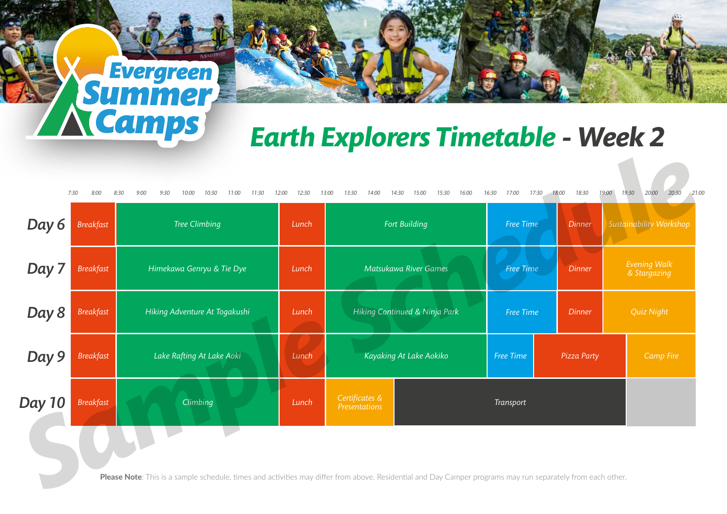# Evergreen Summer Camps

## Earth Explorers Timetable - Week 2

| | 7:30–8:30 | 8:30–12:00 | 12:00–13:00 | 13:00–16:30 | 16:30–18:00 | 18:00–19:00 | 19:00–21:00 |
|---|---|---|---|---|---|---|---|
| **Day 6** | Breakfast | Tree Climbing | Lunch | Fort Building | Free Time | Dinner | Sustainability Workshop |
| **Day 7** | Breakfast | Himekawa Genryu & Tie Dye | Lunch | Matsukawa River Games | Free Time | Dinner | Evening Walk & Stargazing |
| **Day 8** | Breakfast | Hiking Adventure At Togakushi | Lunch | Hiking Continued & Ninja Park | Free Time | Dinner | Quiz Night |
| **Day 9** | Breakfast | Lake Rafting At Lake Aoki | Lunch | Kayaking At Lake Aokiko | Free Time (16:30–17:30) | Pizza Party (17:30–19:30) | Camp Fire (19:30–21:00) |
| **Day 10** | Breakfast | Climbing | Lunch | Certificates & Presentations (13:00–14:30); Transport (14:30–19:30) | | | |

Sample Schedule

**Please Note**: This is a sample schedule, times and activities may differ from above. Residential and Day Camper programs may run separately from each other.